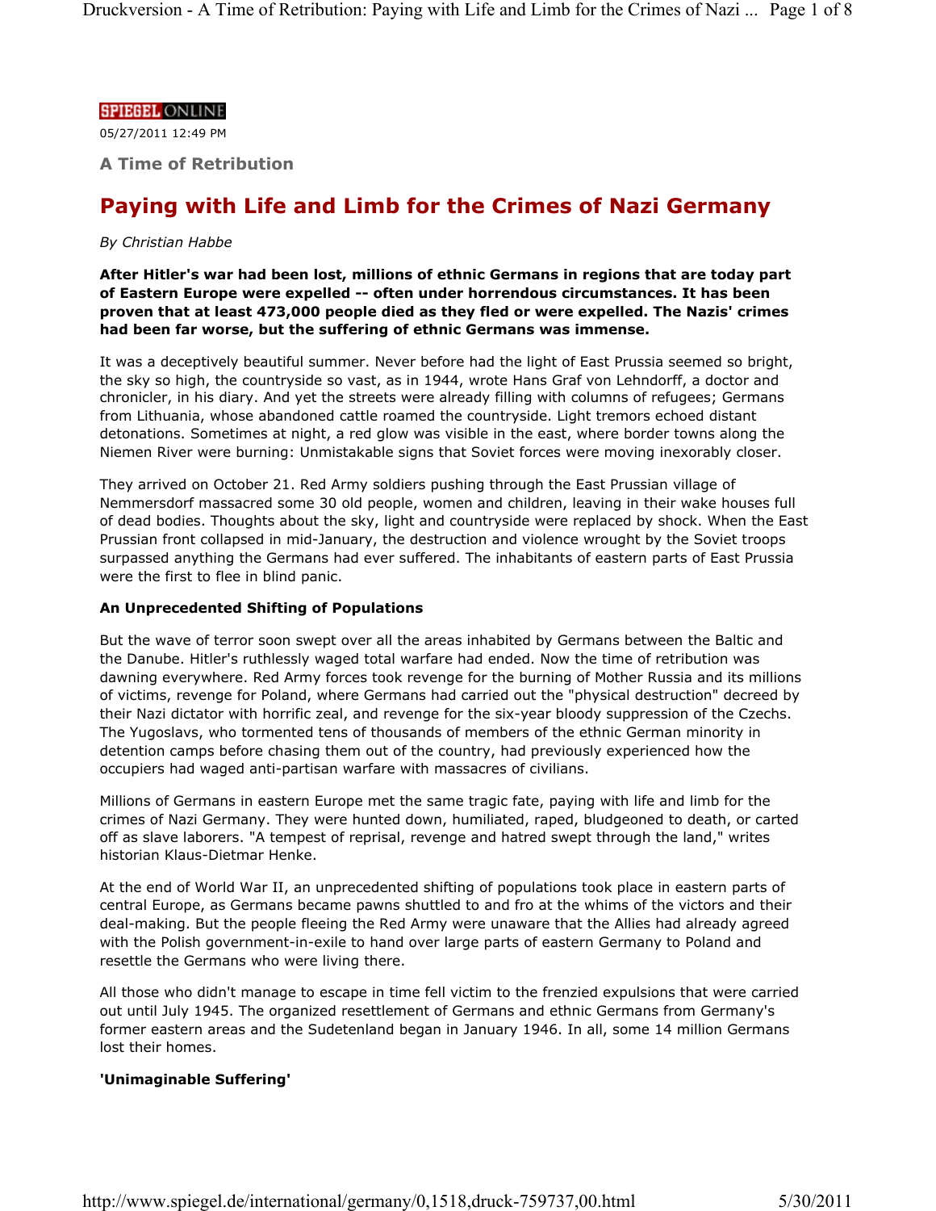SPIEGEL ONLINE

05/27/2011 12:49 PM

### A Time of Retribution

# Paying with Life and Limb for the Crimes of Nazi Germany

*By Christian Habbe*

**After Hitler's war had been lost, millions of ethnic Germans in regions that are today part of Eastern Europe were expelled -- often under horrendous circumstances. It has been proven that at least 473,000 people died as they fled or were expelled. The Nazis' crimes had been far worse, but the suffering of ethnic Germans was immense.**

It was a deceptively beautiful summer. Never before had the light of East Prussia seemed so bright, the sky so high, the countryside so vast, as in 1944, wrote Hans Graf von Lehndorff, a doctor and chronicler, in his diary. And yet the streets were already filling with columns of refugees; Germans from Lithuania, whose abandoned cattle roamed the countryside. Light tremors echoed distant detonations. Sometimes at night, a red glow was visible in the east, where border towns along the Niemen River were burning: Unmistakable signs that Soviet forces were moving inexorably closer.

They arrived on October 21. Red Army soldiers pushing through the East Prussian village of Nemmersdorf massacred some 30 old people, women and children, leaving in their wake houses full of dead bodies. Thoughts about the sky, light and countryside were replaced by shock. When the East Prussian front collapsed in mid-January, the destruction and violence wrought by the Soviet troops surpassed anything the Germans had ever suffered. The inhabitants of eastern parts of East Prussia were the first to flee in blind panic.

**An Unprecedented Shifting of Populations**

But the wave of terror soon swept over all the areas inhabited by Germans between the Baltic and the Danube. Hitler's ruthlessly waged total warfare had ended. Now the time of retribution was dawning everywhere. Red Army forces took revenge for the burning of Mother Russia and its millions of victims, revenge for Poland, where Germans had carried out the "physical destruction" decreed by their Nazi dictator with horrific zeal, and revenge for the six-year bloody suppression of the Czechs. The Yugoslavs, who tormented tens of thousands of members of the ethnic German minority in detention camps before chasing them out of the country, had previously experienced how the occupiers had waged anti-partisan warfare with massacres of civilians.

Millions of Germans in eastern Europe met the same tragic fate, paying with life and limb for the crimes of Nazi Germany. They were hunted down, humiliated, raped, bludgeoned to death, or carted off as slave laborers. "A tempest of reprisal, revenge and hatred swept through the land," writes historian Klaus-Dietmar Henke.

At the end of World War II, an unprecedented shifting of populations took place in eastern parts of central Europe, as Germans became pawns shuttled to and fro at the whims of the victors and their deal-making. But the people fleeing the Red Army were unaware that the Allies had already agreed with the Polish government-in-exile to hand over large parts of eastern Germany to Poland and resettle the Germans who were living there.

All those who didn't manage to escape in time fell victim to the frenzied expulsions that were carried out until July 1945. The organized resettlement of Germans and ethnic Germans from Germany's former eastern areas and the Sudetenland began in January 1946. In all, some 14 million Germans lost their homes.

**'Unimaginable Suffering'**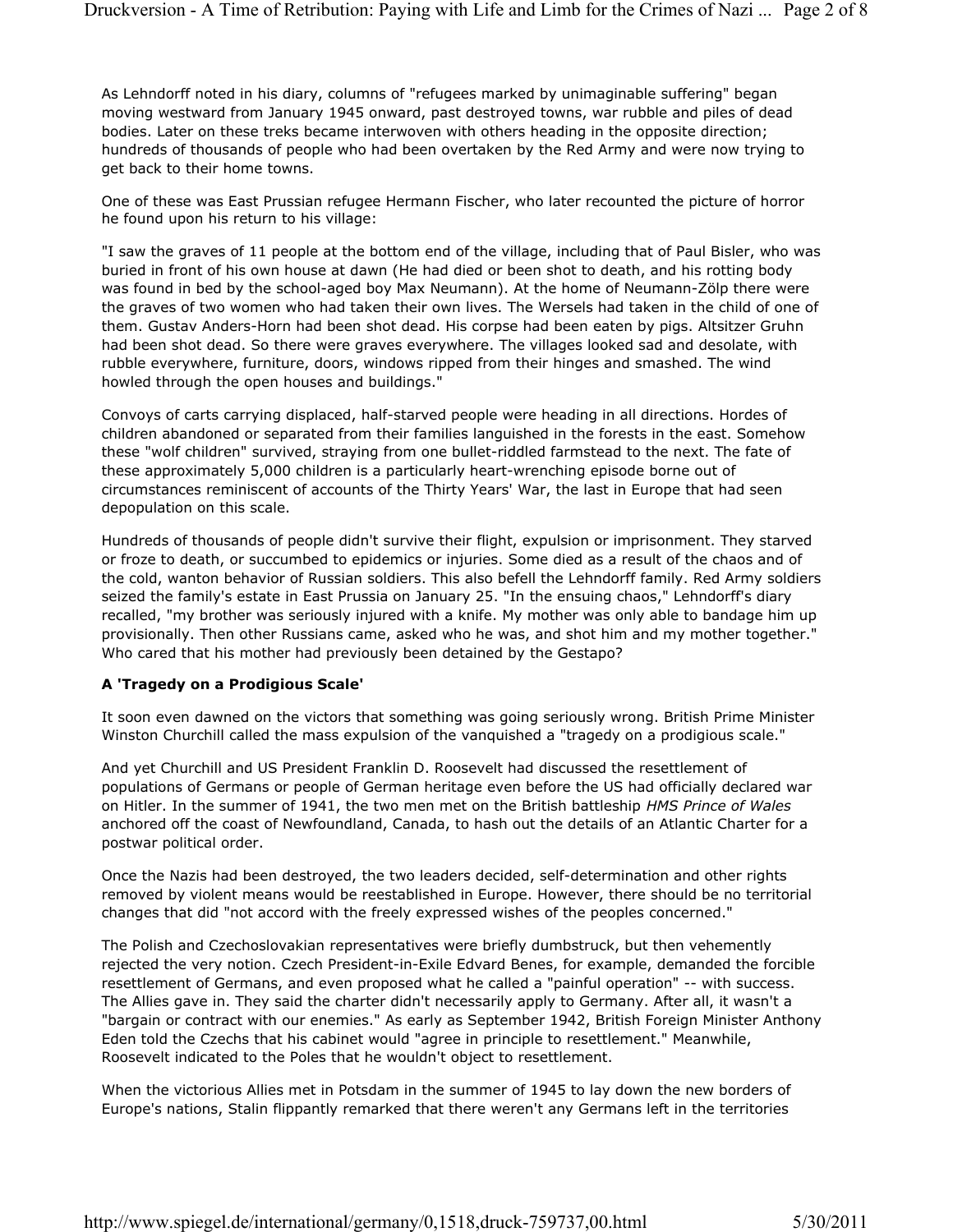As Lehndorff noted in his diary, columns of "refugees marked by unimaginable suffering" began moving westward from January 1945 onward, past destroyed towns, war rubble and piles of dead bodies. Later on these treks became interwoven with others heading in the opposite direction; hundreds of thousands of people who had been overtaken by the Red Army and were now trying to get back to their home towns.

One of these was East Prussian refugee Hermann Fischer, who later recounted the picture of horror he found upon his return to his village:

"I saw the graves of 11 people at the bottom end of the village, including that of Paul Bisler, who was buried in front of his own house at dawn (He had died or been shot to death, and his rotting body was found in bed by the school-aged boy Max Neumann). At the home of Neumann-Zölp there were the graves of two women who had taken their own lives. The Wersels had taken in the child of one of them. Gustav Anders-Horn had been shot dead. His corpse had been eaten by pigs. Altsitzer Gruhn had been shot dead. So there were graves everywhere. The villages looked sad and desolate, with rubble everywhere, furniture, doors, windows ripped from their hinges and smashed. The wind howled through the open houses and buildings."

Convoys of carts carrying displaced, half-starved people were heading in all directions. Hordes of children abandoned or separated from their families languished in the forests in the east. Somehow these "wolf children" survived, straying from one bullet-riddled farmstead to the next. The fate of these approximately 5,000 children is a particularly heart-wrenching episode borne out of circumstances reminiscent of accounts of the Thirty Years' War, the last in Europe that had seen depopulation on this scale.

Hundreds of thousands of people didn't survive their flight, expulsion or imprisonment. They starved or froze to death, or succumbed to epidemics or injuries. Some died as a result of the chaos and of the cold, wanton behavior of Russian soldiers. This also befell the Lehndorff family. Red Army soldiers seized the family's estate in East Prussia on January 25. "In the ensuing chaos," Lehndorff's diary recalled, "my brother was seriously injured with a knife. My mother was only able to bandage him up provisionally. Then other Russians came, asked who he was, and shot him and my mother together." Who cared that his mother had previously been detained by the Gestapo?

**A 'Tragedy on a Prodigious Scale'**

It soon even dawned on the victors that something was going seriously wrong. British Prime Minister Winston Churchill called the mass expulsion of the vanquished a "tragedy on a prodigious scale."

And yet Churchill and US President Franklin D. Roosevelt had discussed the resettlement of populations of Germans or people of German heritage even before the US had officially declared war on Hitler. In the summer of 1941, the two men met on the British battleship *HMS Prince of Wales* anchored off the coast of Newfoundland, Canada, to hash out the details of an Atlantic Charter for a postwar political order.

Once the Nazis had been destroyed, the two leaders decided, self-determination and other rights removed by violent means would be reestablished in Europe. However, there should be no territorial changes that did "not accord with the freely expressed wishes of the peoples concerned."

The Polish and Czechoslovakian representatives were briefly dumbstruck, but then vehemently rejected the very notion. Czech President-in-Exile Edvard Benes, for example, demanded the forcible resettlement of Germans, and even proposed what he called a "painful operation" -- with success. The Allies gave in. They said the charter didn't necessarily apply to Germany. After all, it wasn't a "bargain or contract with our enemies." As early as September 1942, British Foreign Minister Anthony Eden told the Czechs that his cabinet would "agree in principle to resettlement." Meanwhile, Roosevelt indicated to the Poles that he wouldn't object to resettlement.

When the victorious Allies met in Potsdam in the summer of 1945 to lay down the new borders of Europe's nations, Stalin flippantly remarked that there weren't any Germans left in the territories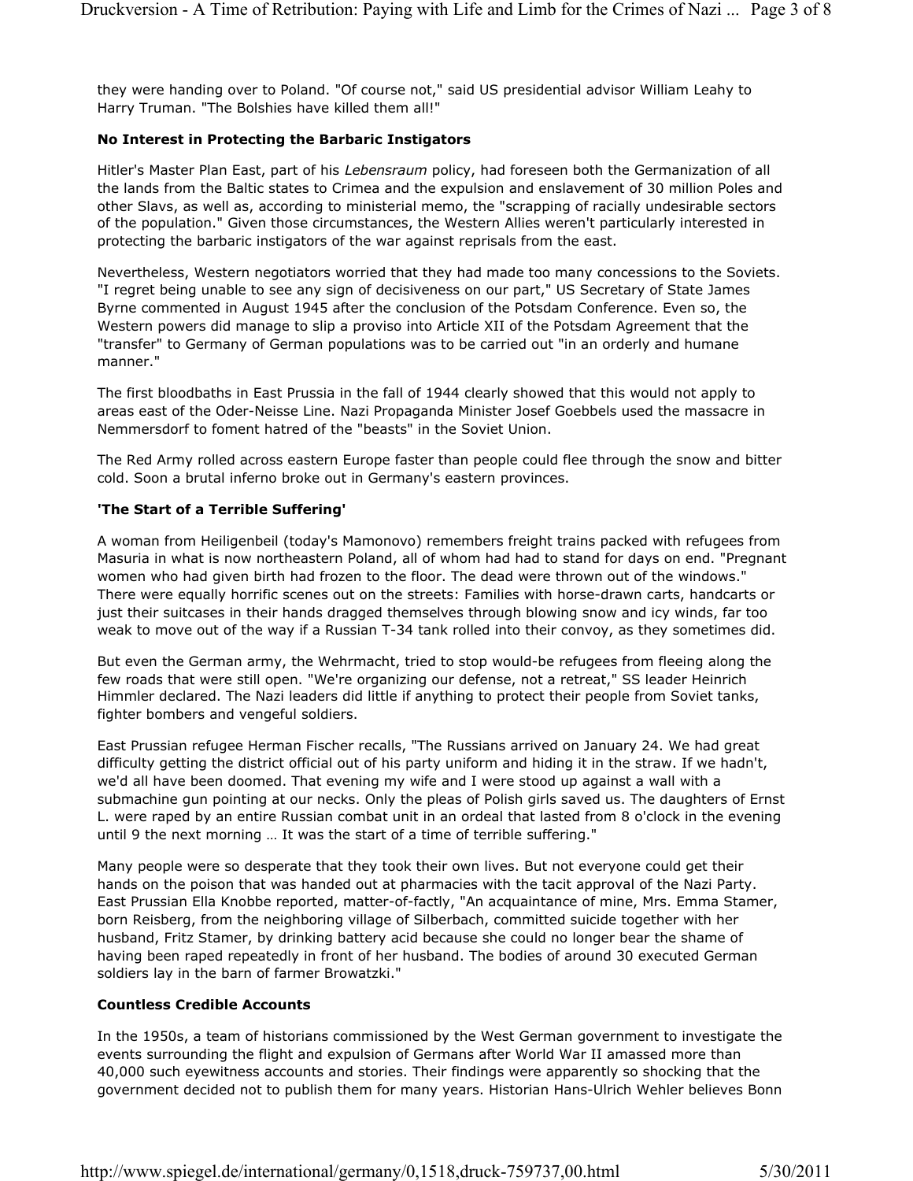they were handing over to Poland. "Of course not," said US presidential advisor William Leahy to Harry Truman. "The Bolshies have killed them all!"

**No Interest in Protecting the Barbaric Instigators**

Hitler's Master Plan East, part of his *Lebensraum* policy, had foreseen both the Germanization of all the lands from the Baltic states to Crimea and the expulsion and enslavement of 30 million Poles and other Slavs, as well as, according to ministerial memo, the "scrapping of racially undesirable sectors of the population." Given those circumstances, the Western Allies weren't particularly interested in protecting the barbaric instigators of the war against reprisals from the east.

Nevertheless, Western negotiators worried that they had made too many concessions to the Soviets. "I regret being unable to see any sign of decisiveness on our part," US Secretary of State James Byrne commented in August 1945 after the conclusion of the Potsdam Conference. Even so, the Western powers did manage to slip a proviso into Article XII of the Potsdam Agreement that the "transfer" to Germany of German populations was to be carried out "in an orderly and humane manner."

The first bloodbaths in East Prussia in the fall of 1944 clearly showed that this would not apply to areas east of the Oder-Neisse Line. Nazi Propaganda Minister Josef Goebbels used the massacre in Nemmersdorf to foment hatred of the "beasts" in the Soviet Union.

The Red Army rolled across eastern Europe faster than people could flee through the snow and bitter cold. Soon a brutal inferno broke out in Germany's eastern provinces.

**'The Start of a Terrible Suffering'**

A woman from Heiligenbeil (today's Mamonovo) remembers freight trains packed with refugees from Masuria in what is now northeastern Poland, all of whom had had to stand for days on end. "Pregnant women who had given birth had frozen to the floor. The dead were thrown out of the windows." There were equally horrific scenes out on the streets: Families with horse-drawn carts, handcarts or just their suitcases in their hands dragged themselves through blowing snow and icy winds, far too weak to move out of the way if a Russian T-34 tank rolled into their convoy, as they sometimes did.

But even the German army, the Wehrmacht, tried to stop would-be refugees from fleeing along the few roads that were still open. "We're organizing our defense, not a retreat," SS leader Heinrich Himmler declared. The Nazi leaders did little if anything to protect their people from Soviet tanks, fighter bombers and vengeful soldiers.

East Prussian refugee Herman Fischer recalls, "The Russians arrived on January 24. We had great difficulty getting the district official out of his party uniform and hiding it in the straw. If we hadn't, we'd all have been doomed. That evening my wife and I were stood up against a wall with a submachine gun pointing at our necks. Only the pleas of Polish girls saved us. The daughters of Ernst L. were raped by an entire Russian combat unit in an ordeal that lasted from 8 o'clock in the evening until 9 the next morning … It was the start of a time of terrible suffering."

Many people were so desperate that they took their own lives. But not everyone could get their hands on the poison that was handed out at pharmacies with the tacit approval of the Nazi Party. East Prussian Ella Knobbe reported, matter-of-factly, "An acquaintance of mine, Mrs. Emma Stamer, born Reisberg, from the neighboring village of Silberbach, committed suicide together with her husband, Fritz Stamer, by drinking battery acid because she could no longer bear the shame of having been raped repeatedly in front of her husband. The bodies of around 30 executed German soldiers lay in the barn of farmer Browatzki."

**Countless Credible Accounts**

In the 1950s, a team of historians commissioned by the West German government to investigate the events surrounding the flight and expulsion of Germans after World War II amassed more than 40,000 such eyewitness accounts and stories. Their findings were apparently so shocking that the government decided not to publish them for many years. Historian Hans-Ulrich Wehler believes Bonn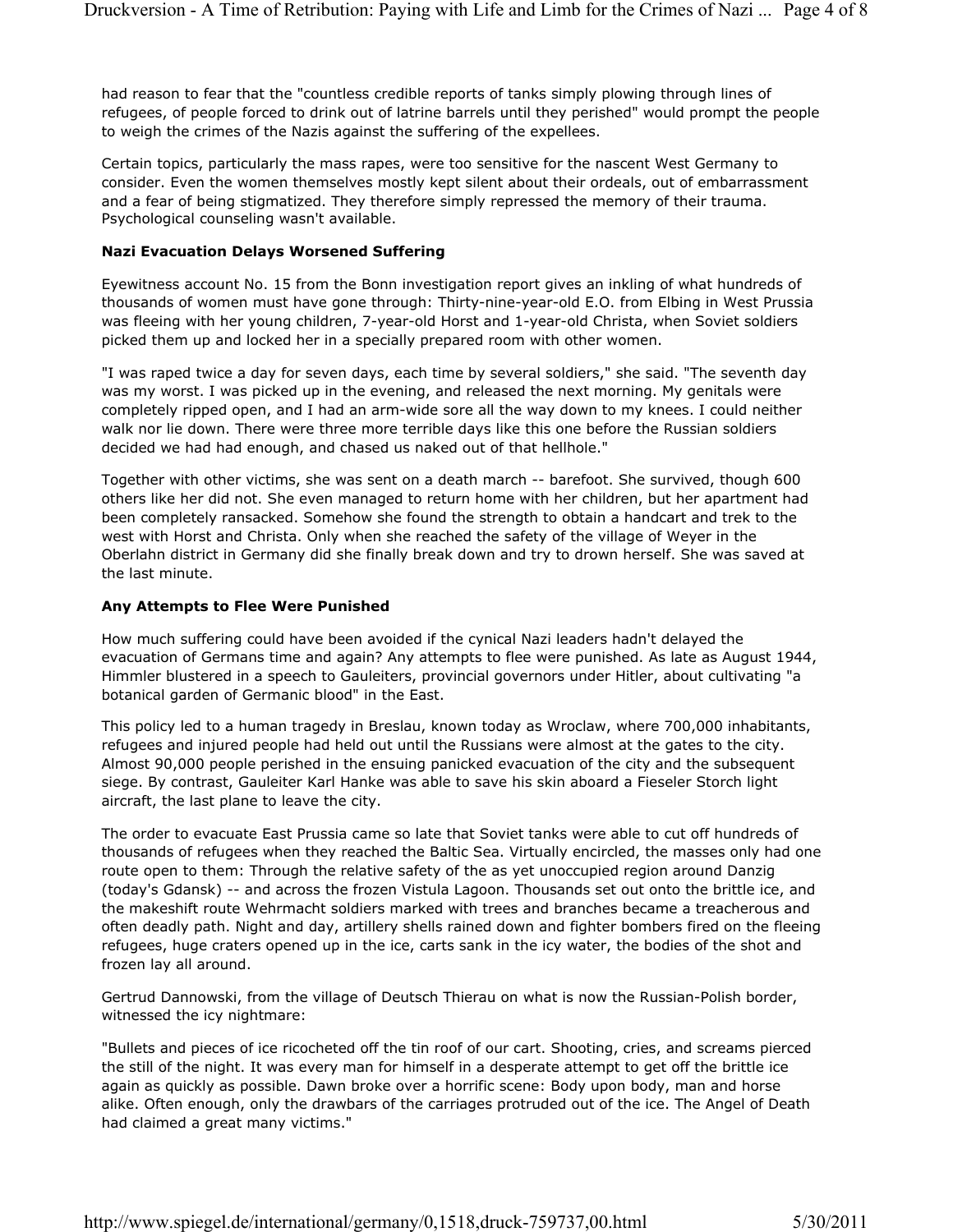had reason to fear that the "countless credible reports of tanks simply plowing through lines of refugees, of people forced to drink out of latrine barrels until they perished" would prompt the people to weigh the crimes of the Nazis against the suffering of the expellees.

Certain topics, particularly the mass rapes, were too sensitive for the nascent West Germany to consider. Even the women themselves mostly kept silent about their ordeals, out of embarrassment and a fear of being stigmatized. They therefore simply repressed the memory of their trauma. Psychological counseling wasn't available.

**Nazi Evacuation Delays Worsened Suffering**

Eyewitness account No. 15 from the Bonn investigation report gives an inkling of what hundreds of thousands of women must have gone through: Thirty-nine-year-old E.O. from Elbing in West Prussia was fleeing with her young children, 7-year-old Horst and 1-year-old Christa, when Soviet soldiers picked them up and locked her in a specially prepared room with other women.

"I was raped twice a day for seven days, each time by several soldiers," she said. "The seventh day was my worst. I was picked up in the evening, and released the next morning. My genitals were completely ripped open, and I had an arm-wide sore all the way down to my knees. I could neither walk nor lie down. There were three more terrible days like this one before the Russian soldiers decided we had had enough, and chased us naked out of that hellhole."

Together with other victims, she was sent on a death march -- barefoot. She survived, though 600 others like her did not. She even managed to return home with her children, but her apartment had been completely ransacked. Somehow she found the strength to obtain a handcart and trek to the west with Horst and Christa. Only when she reached the safety of the village of Weyer in the Oberlahn district in Germany did she finally break down and try to drown herself. She was saved at the last minute.

**Any Attempts to Flee Were Punished**

How much suffering could have been avoided if the cynical Nazi leaders hadn't delayed the evacuation of Germans time and again? Any attempts to flee were punished. As late as August 1944, Himmler blustered in a speech to Gauleiters, provincial governors under Hitler, about cultivating "a botanical garden of Germanic blood" in the East.

This policy led to a human tragedy in Breslau, known today as Wroclaw, where 700,000 inhabitants, refugees and injured people had held out until the Russians were almost at the gates to the city. Almost 90,000 people perished in the ensuing panicked evacuation of the city and the subsequent siege. By contrast, Gauleiter Karl Hanke was able to save his skin aboard a Fieseler Storch light aircraft, the last plane to leave the city.

The order to evacuate East Prussia came so late that Soviet tanks were able to cut off hundreds of thousands of refugees when they reached the Baltic Sea. Virtually encircled, the masses only had one route open to them: Through the relative safety of the as yet unoccupied region around Danzig (today's Gdansk) -- and across the frozen Vistula Lagoon. Thousands set out onto the brittle ice, and the makeshift route Wehrmacht soldiers marked with trees and branches became a treacherous and often deadly path. Night and day, artillery shells rained down and fighter bombers fired on the fleeing refugees, huge craters opened up in the ice, carts sank in the icy water, the bodies of the shot and frozen lay all around.

Gertrud Dannowski, from the village of Deutsch Thierau on what is now the Russian-Polish border, witnessed the icy nightmare:

"Bullets and pieces of ice ricocheted off the tin roof of our cart. Shooting, cries, and screams pierced the still of the night. It was every man for himself in a desperate attempt to get off the brittle ice again as quickly as possible. Dawn broke over a horrific scene: Body upon body, man and horse alike. Often enough, only the drawbars of the carriages protruded out of the ice. The Angel of Death had claimed a great many victims."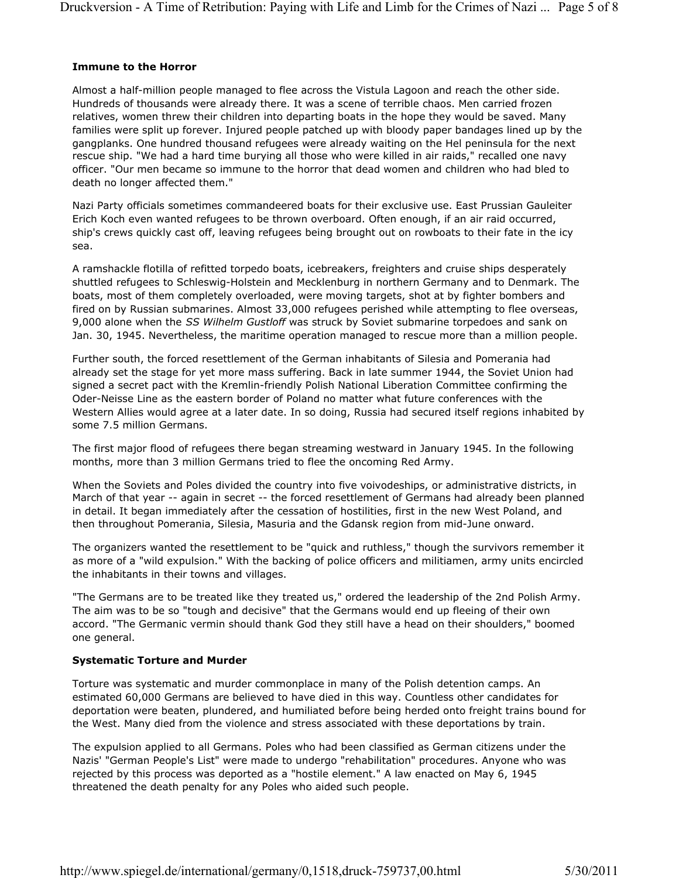### Immune to the Horror

Almost a half-million people managed to flee across the Vistula Lagoon and reach the other side. Hundreds of thousands were already there. It was a scene of terrible chaos. Men carried frozen relatives, women threw their children into departing boats in the hope they would be saved. Many families were split up forever. Injured people patched up with bloody paper bandages lined up by the gangplanks. One hundred thousand refugees were already waiting on the Hel peninsula for the next rescue ship. "We had a hard time burying all those who were killed in air raids," recalled one navy officer. "Our men became so immune to the horror that dead women and children who had bled to death no longer affected them."

Nazi Party officials sometimes commandeered boats for their exclusive use. East Prussian Gauleiter Erich Koch even wanted refugees to be thrown overboard. Often enough, if an air raid occurred, ship's crews quickly cast off, leaving refugees being brought out on rowboats to their fate in the icy sea.

A ramshackle flotilla of refitted torpedo boats, icebreakers, freighters and cruise ships desperately shuttled refugees to Schleswig-Holstein and Mecklenburg in northern Germany and to Denmark. The boats, most of them completely overloaded, were moving targets, shot at by fighter bombers and fired on by Russian submarines. Almost 33,000 refugees perished while attempting to flee overseas, 9,000 alone when the *SS Wilhelm Gustloff* was struck by Soviet submarine torpedoes and sank on Jan. 30, 1945. Nevertheless, the maritime operation managed to rescue more than a million people.

Further south, the forced resettlement of the German inhabitants of Silesia and Pomerania had already set the stage for yet more mass suffering. Back in late summer 1944, the Soviet Union had signed a secret pact with the Kremlin-friendly Polish National Liberation Committee confirming the Oder-Neisse Line as the eastern border of Poland no matter what future conferences with the Western Allies would agree at a later date. In so doing, Russia had secured itself regions inhabited by some 7.5 million Germans.

The first major flood of refugees there began streaming westward in January 1945. In the following months, more than 3 million Germans tried to flee the oncoming Red Army.

When the Soviets and Poles divided the country into five voivodeships, or administrative districts, in March of that year -- again in secret -- the forced resettlement of Germans had already been planned in detail. It began immediately after the cessation of hostilities, first in the new West Poland, and then throughout Pomerania, Silesia, Masuria and the Gdansk region from mid-June onward.

The organizers wanted the resettlement to be "quick and ruthless," though the survivors remember it as more of a "wild expulsion." With the backing of police officers and militiamen, army units encircled the inhabitants in their towns and villages.

"The Germans are to be treated like they treated us," ordered the leadership of the 2nd Polish Army. The aim was to be so "tough and decisive" that the Germans would end up fleeing of their own accord. "The Germanic vermin should thank God they still have a head on their shoulders," boomed one general.

### Systematic Torture and Murder

Torture was systematic and murder commonplace in many of the Polish detention camps. An estimated 60,000 Germans are believed to have died in this way. Countless other candidates for deportation were beaten, plundered, and humiliated before being herded onto freight trains bound for the West. Many died from the violence and stress associated with these deportations by train.

The expulsion applied to all Germans. Poles who had been classified as German citizens under the Nazis' "German People's List" were made to undergo "rehabilitation" procedures. Anyone who was rejected by this process was deported as a "hostile element." A law enacted on May 6, 1945 threatened the death penalty for any Poles who aided such people.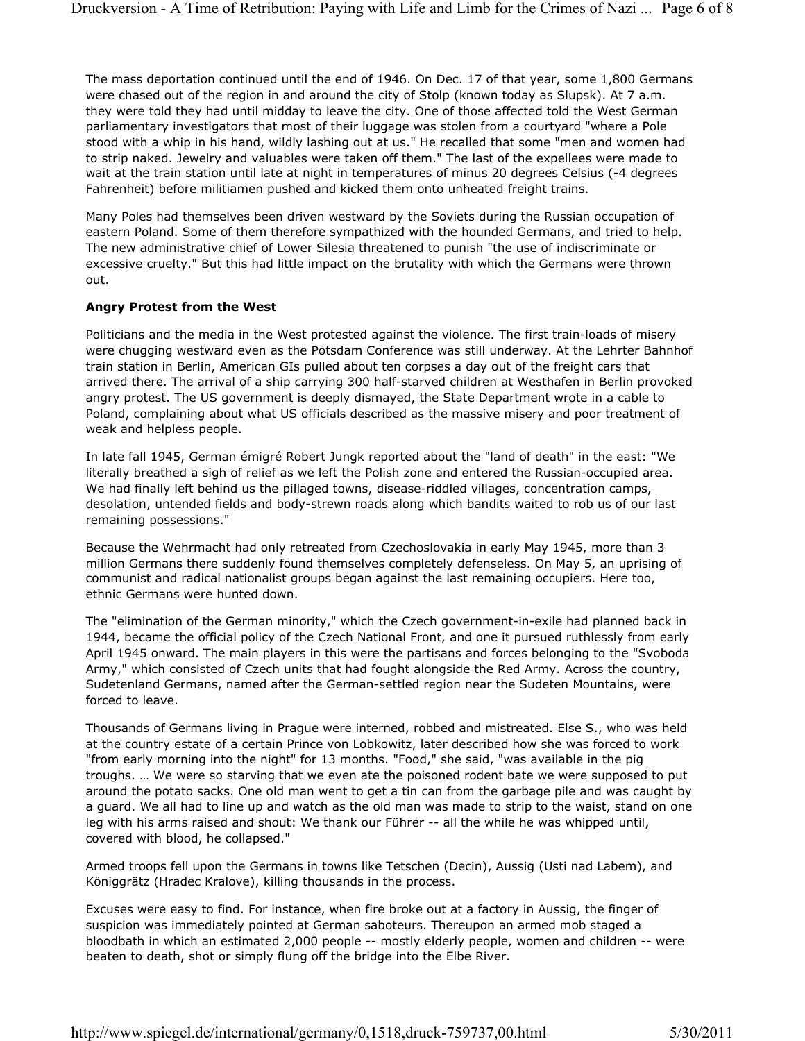The mass deportation continued until the end of 1946. On Dec. 17 of that year, some 1,800 Germans were chased out of the region in and around the city of Stolp (known today as Slupsk). At 7 a.m. they were told they had until midday to leave the city. One of those affected told the West German parliamentary investigators that most of their luggage was stolen from a courtyard "where a Pole stood with a whip in his hand, wildly lashing out at us." He recalled that some "men and women had to strip naked. Jewelry and valuables were taken off them." The last of the expellees were made to wait at the train station until late at night in temperatures of minus 20 degrees Celsius (-4 degrees Fahrenheit) before militiamen pushed and kicked them onto unheated freight trains.

Many Poles had themselves been driven westward by the Soviets during the Russian occupation of eastern Poland. Some of them therefore sympathized with the hounded Germans, and tried to help. The new administrative chief of Lower Silesia threatened to punish "the use of indiscriminate or excessive cruelty." But this had little impact on the brutality with which the Germans were thrown out.

**Angry Protest from the West**

Politicians and the media in the West protested against the violence. The first train-loads of misery were chugging westward even as the Potsdam Conference was still underway. At the Lehrter Bahnhof train station in Berlin, American GIs pulled about ten corpses a day out of the freight cars that arrived there. The arrival of a ship carrying 300 half-starved children at Westhafen in Berlin provoked angry protest. The US government is deeply dismayed, the State Department wrote in a cable to Poland, complaining about what US officials described as the massive misery and poor treatment of weak and helpless people.

In late fall 1945, German émigré Robert Jungk reported about the "land of death" in the east: "We literally breathed a sigh of relief as we left the Polish zone and entered the Russian-occupied area. We had finally left behind us the pillaged towns, disease-riddled villages, concentration camps, desolation, untended fields and body-strewn roads along which bandits waited to rob us of our last remaining possessions."

Because the Wehrmacht had only retreated from Czechoslovakia in early May 1945, more than 3 million Germans there suddenly found themselves completely defenseless. On May 5, an uprising of communist and radical nationalist groups began against the last remaining occupiers. Here too, ethnic Germans were hunted down.

The "elimination of the German minority," which the Czech government-in-exile had planned back in 1944, became the official policy of the Czech National Front, and one it pursued ruthlessly from early April 1945 onward. The main players in this were the partisans and forces belonging to the "Svoboda Army," which consisted of Czech units that had fought alongside the Red Army. Across the country, Sudetenland Germans, named after the German-settled region near the Sudeten Mountains, were forced to leave.

Thousands of Germans living in Prague were interned, robbed and mistreated. Else S., who was held at the country estate of a certain Prince von Lobkowitz, later described how she was forced to work "from early morning into the night" for 13 months. "Food," she said, "was available in the pig troughs. … We were so starving that we even ate the poisoned rodent bate we were supposed to put around the potato sacks. One old man went to get a tin can from the garbage pile and was caught by a guard. We all had to line up and watch as the old man was made to strip to the waist, stand on one leg with his arms raised and shout: We thank our Führer -- all the while he was whipped until, covered with blood, he collapsed."

Armed troops fell upon the Germans in towns like Tetschen (Decin), Aussig (Usti nad Labem), and Königgrätz (Hradec Kralove), killing thousands in the process.

Excuses were easy to find. For instance, when fire broke out at a factory in Aussig, the finger of suspicion was immediately pointed at German saboteurs. Thereupon an armed mob staged a bloodbath in which an estimated 2,000 people -- mostly elderly people, women and children -- were beaten to death, shot or simply flung off the bridge into the Elbe River.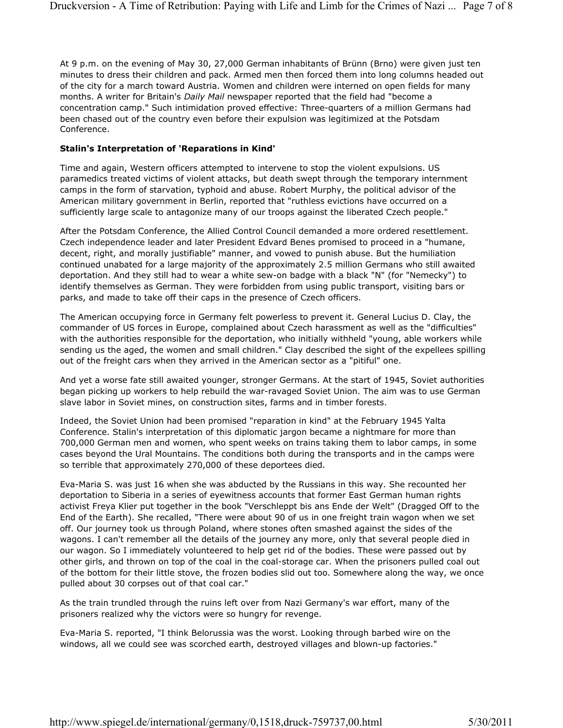At 9 p.m. on the evening of May 30, 27,000 German inhabitants of Brünn (Brno) were given just ten minutes to dress their children and pack. Armed men then forced them into long columns headed out of the city for a march toward Austria. Women and children were interned on open fields for many months. A writer for Britain's *Daily Mail* newspaper reported that the field had "become a concentration camp." Such intimidation proved effective: Three-quarters of a million Germans had been chased out of the country even before their expulsion was legitimized at the Potsdam Conference.

**Stalin's Interpretation of 'Reparations in Kind'**

Time and again, Western officers attempted to intervene to stop the violent expulsions. US paramedics treated victims of violent attacks, but death swept through the temporary internment camps in the form of starvation, typhoid and abuse. Robert Murphy, the political advisor of the American military government in Berlin, reported that "ruthless evictions have occurred on a sufficiently large scale to antagonize many of our troops against the liberated Czech people."

After the Potsdam Conference, the Allied Control Council demanded a more ordered resettlement. Czech independence leader and later President Edvard Benes promised to proceed in a "humane, decent, right, and morally justifiable" manner, and vowed to punish abuse. But the humiliation continued unabated for a large majority of the approximately 2.5 million Germans who still awaited deportation. And they still had to wear a white sew-on badge with a black "N" (for "Nemecky") to identify themselves as German. They were forbidden from using public transport, visiting bars or parks, and made to take off their caps in the presence of Czech officers.

The American occupying force in Germany felt powerless to prevent it. General Lucius D. Clay, the commander of US forces in Europe, complained about Czech harassment as well as the "difficulties" with the authorities responsible for the deportation, who initially withheld "young, able workers while sending us the aged, the women and small children." Clay described the sight of the expellees spilling out of the freight cars when they arrived in the American sector as a "pitiful" one.

And yet a worse fate still awaited younger, stronger Germans. At the start of 1945, Soviet authorities began picking up workers to help rebuild the war-ravaged Soviet Union. The aim was to use German slave labor in Soviet mines, on construction sites, farms and in timber forests.

Indeed, the Soviet Union had been promised "reparation in kind" at the February 1945 Yalta Conference. Stalin's interpretation of this diplomatic jargon became a nightmare for more than 700,000 German men and women, who spent weeks on trains taking them to labor camps, in some cases beyond the Ural Mountains. The conditions both during the transports and in the camps were so terrible that approximately 270,000 of these deportees died.

Eva-Maria S. was just 16 when she was abducted by the Russians in this way. She recounted her deportation to Siberia in a series of eyewitness accounts that former East German human rights activist Freya Klier put together in the book "Verschleppt bis ans Ende der Welt" (Dragged Off to the End of the Earth). She recalled, "There were about 90 of us in one freight train wagon when we set off. Our journey took us through Poland, where stones often smashed against the sides of the wagons. I can't remember all the details of the journey any more, only that several people died in our wagon. So I immediately volunteered to help get rid of the bodies. These were passed out by other girls, and thrown on top of the coal in the coal-storage car. When the prisoners pulled coal out of the bottom for their little stove, the frozen bodies slid out too. Somewhere along the way, we once pulled about 30 corpses out of that coal car."

As the train trundled through the ruins left over from Nazi Germany's war effort, many of the prisoners realized why the victors were so hungry for revenge.

Eva-Maria S. reported, "I think Belorussia was the worst. Looking through barbed wire on the windows, all we could see was scorched earth, destroyed villages and blown-up factories."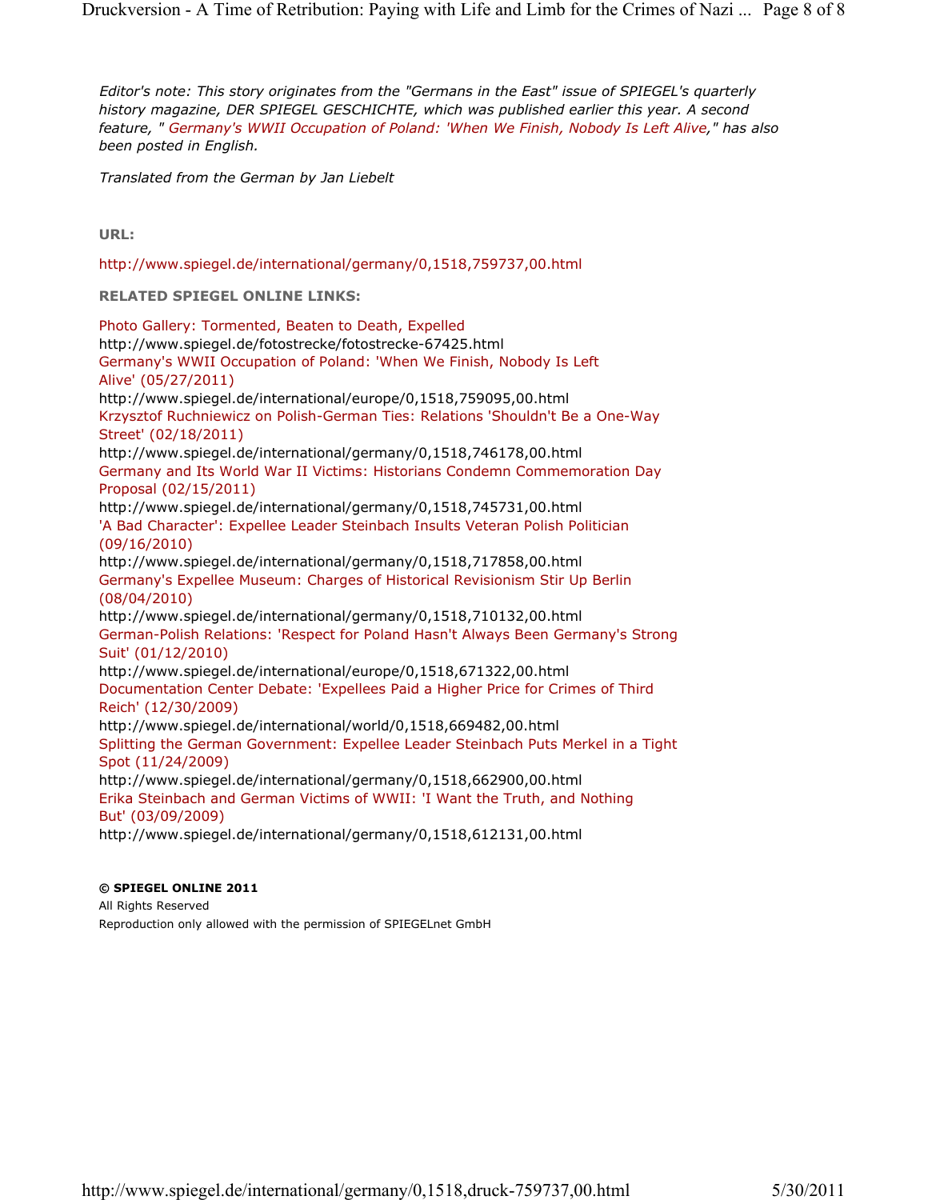*Editor's note: This story originates from the "Germans in the East" issue of SPIEGEL's quarterly history magazine, DER SPIEGEL GESCHICHTE, which was published earlier this year. A second feature, " Germany's WWII Occupation of Poland: 'When We Finish, Nobody Is Left Alive," has also been posted in English.*

*Translated from the German by Jan Liebelt*

**URL:**

http://www.spiegel.de/international/germany/0,1518,759737,00.html

**RELATED SPIEGEL ONLINE LINKS:**

Photo Gallery: Tormented, Beaten to Death, Expelled
http://www.spiegel.de/fotostrecke/fotostrecke-67425.html
Germany's WWII Occupation of Poland: 'When We Finish, Nobody Is Left Alive' (05/27/2011)
http://www.spiegel.de/international/europe/0,1518,759095,00.html
Krzysztof Ruchniewicz on Polish-German Ties: Relations 'Shouldn't Be a One-Way Street' (02/18/2011)
http://www.spiegel.de/international/germany/0,1518,746178,00.html
Germany and Its World War II Victims: Historians Condemn Commemoration Day Proposal (02/15/2011)
http://www.spiegel.de/international/germany/0,1518,745731,00.html
'A Bad Character': Expellee Leader Steinbach Insults Veteran Polish Politician (09/16/2010)
http://www.spiegel.de/international/germany/0,1518,717858,00.html
Germany's Expellee Museum: Charges of Historical Revisionism Stir Up Berlin (08/04/2010)
http://www.spiegel.de/international/germany/0,1518,710132,00.html
German-Polish Relations: 'Respect for Poland Hasn't Always Been Germany's Strong Suit' (01/12/2010)
http://www.spiegel.de/international/europe/0,1518,671322,00.html
Documentation Center Debate: 'Expellees Paid a Higher Price for Crimes of Third Reich' (12/30/2009)
http://www.spiegel.de/international/world/0,1518,669482,00.html
Splitting the German Government: Expellee Leader Steinbach Puts Merkel in a Tight Spot (11/24/2009)
http://www.spiegel.de/international/germany/0,1518,662900,00.html
Erika Steinbach and German Victims of WWII: 'I Want the Truth, and Nothing But' (03/09/2009)
http://www.spiegel.de/international/germany/0,1518,612131,00.html

**© SPIEGEL ONLINE 2011**
All Rights Reserved
Reproduction only allowed with the permission of SPIEGELnet GmbH